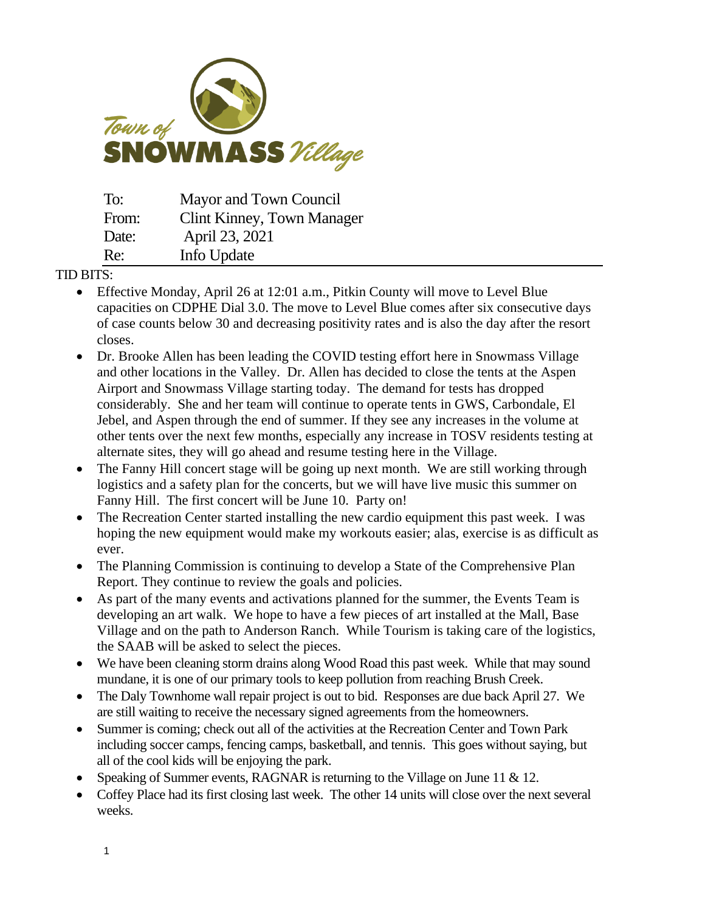Town of SNOWMASS Village

| | |
|---|---|
| To: | Mayor and Town Council |
| From: | Clint Kinney, Town Manager |
| Date: | April 23, 2021 |
| Re: | Info Update |

TID BITS:

- Effective Monday, April 26 at 12:01 a.m., Pitkin County will move to Level Blue capacities on CDPHE Dial 3.0. The move to Level Blue comes after six consecutive days of case counts below 30 and decreasing positivity rates and is also the day after the resort closes.
- Dr. Brooke Allen has been leading the COVID testing effort here in Snowmass Village and other locations in the Valley. Dr. Allen has decided to close the tents at the Aspen Airport and Snowmass Village starting today. The demand for tests has dropped considerably. She and her team will continue to operate tents in GWS, Carbondale, El Jebel, and Aspen through the end of summer. If they see any increases in the volume at other tents over the next few months, especially any increase in TOSV residents testing at alternate sites, they will go ahead and resume testing here in the Village.
- The Fanny Hill concert stage will be going up next month. We are still working through logistics and a safety plan for the concerts, but we will have live music this summer on Fanny Hill. The first concert will be June 10. Party on!
- The Recreation Center started installing the new cardio equipment this past week. I was hoping the new equipment would make my workouts easier; alas, exercise is as difficult as ever.
- The Planning Commission is continuing to develop a State of the Comprehensive Plan Report. They continue to review the goals and policies.
- As part of the many events and activations planned for the summer, the Events Team is developing an art walk. We hope to have a few pieces of art installed at the Mall, Base Village and on the path to Anderson Ranch. While Tourism is taking care of the logistics, the SAAB will be asked to select the pieces.
- We have been cleaning storm drains along Wood Road this past week. While that may sound mundane, it is one of our primary tools to keep pollution from reaching Brush Creek.
- The Daly Townhome wall repair project is out to bid. Responses are due back April 27. We are still waiting to receive the necessary signed agreements from the homeowners.
- Summer is coming; check out all of the activities at the Recreation Center and Town Park including soccer camps, fencing camps, basketball, and tennis. This goes without saying, but all of the cool kids will be enjoying the park.
- Speaking of Summer events, RAGNAR is returning to the Village on June 11 & 12.
- Coffey Place had its first closing last week. The other 14 units will close over the next several weeks.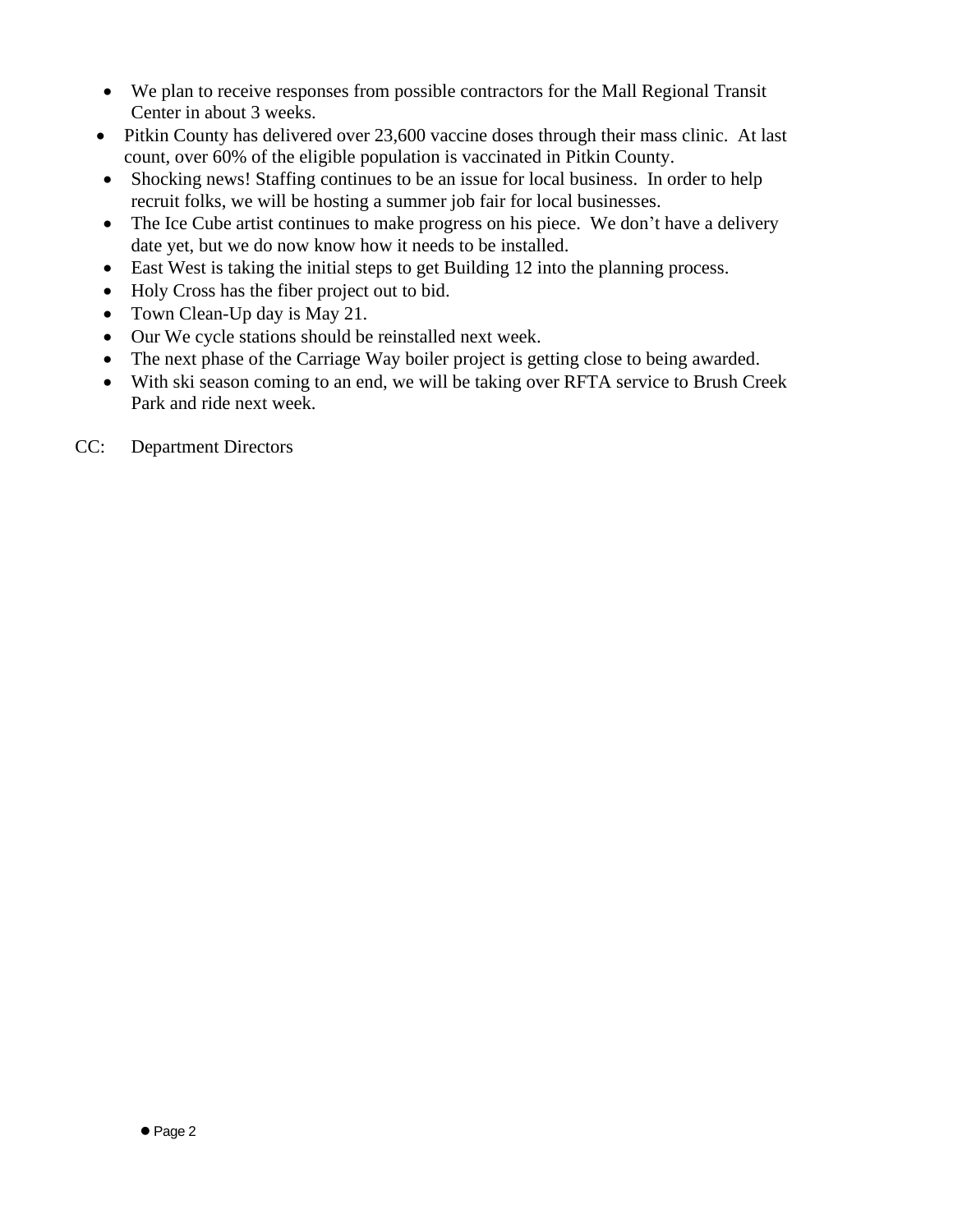- We plan to receive responses from possible contractors for the Mall Regional Transit Center in about 3 weeks.
- Pitkin County has delivered over 23,600 vaccine doses through their mass clinic. At last count, over 60% of the eligible population is vaccinated in Pitkin County.
- Shocking news! Staffing continues to be an issue for local business. In order to help recruit folks, we will be hosting a summer job fair for local businesses.
- The Ice Cube artist continues to make progress on his piece. We don't have a delivery date yet, but we do now know how it needs to be installed.
- East West is taking the initial steps to get Building 12 into the planning process.
- Holy Cross has the fiber project out to bid.
- Town Clean-Up day is May 21.
- Our We cycle stations should be reinstalled next week.
- The next phase of the Carriage Way boiler project is getting close to being awarded.
- With ski season coming to an end, we will be taking over RFTA service to Brush Creek Park and ride next week.

CC: Department Directors